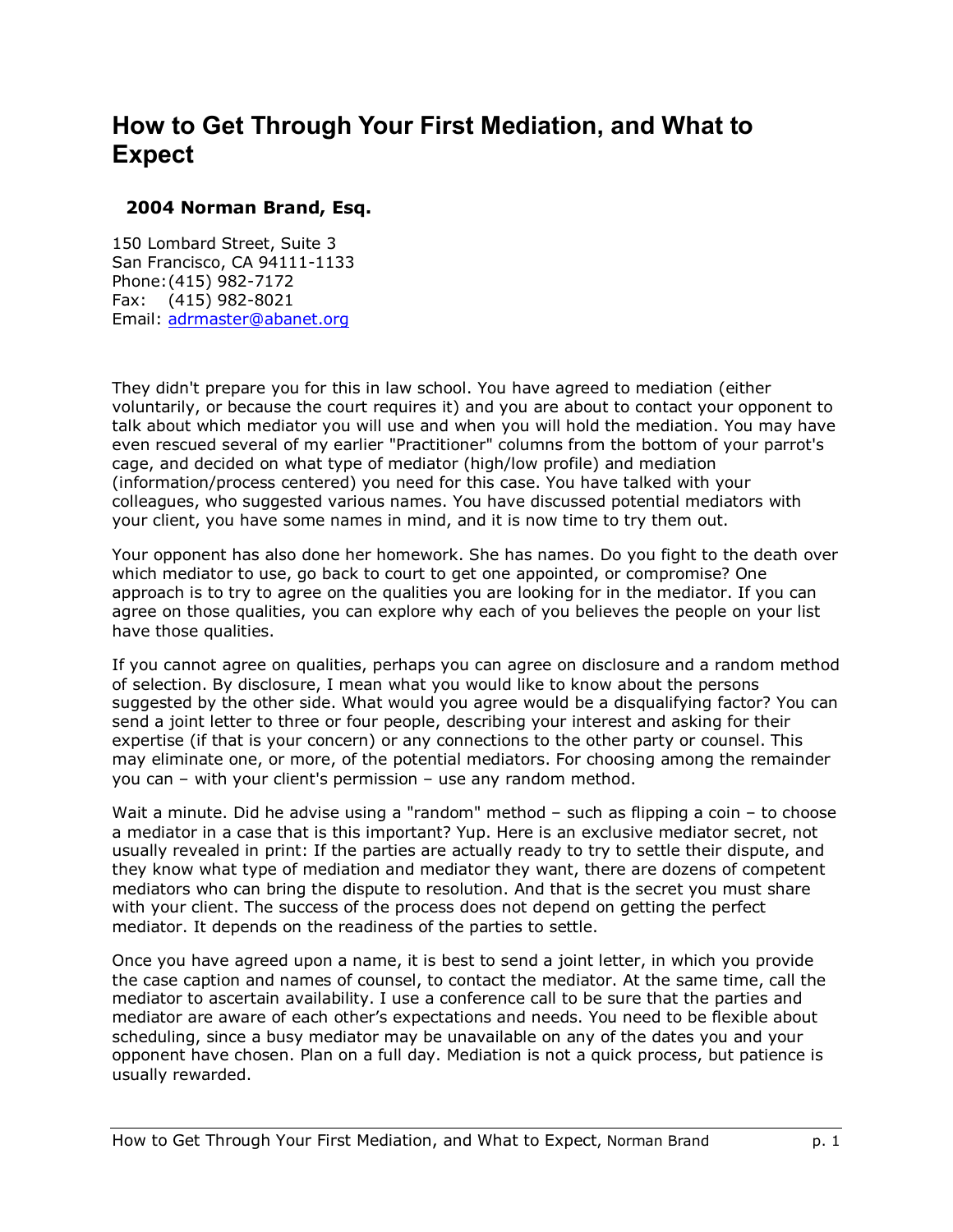# How to Get Through Your First Mediation, and What to Expect

**2004 Norman Brand, Esq.**

150 Lombard Street, Suite 3
San Francisco, CA 94111-1133
Phone: (415) 982-7172
Fax: (415) 982-8021
Email: adrmaster@abanet.org

They didn't prepare you for this in law school. You have agreed to mediation (either voluntarily, or because the court requires it) and you are about to contact your opponent to talk about which mediator you will use and when you will hold the mediation. You may have even rescued several of my earlier "Practitioner" columns from the bottom of your parrot's cage, and decided on what type of mediator (high/low profile) and mediation (information/process centered) you need for this case. You have talked with your colleagues, who suggested various names. You have discussed potential mediators with your client, you have some names in mind, and it is now time to try them out.

Your opponent has also done her homework. She has names. Do you fight to the death over which mediator to use, go back to court to get one appointed, or compromise? One approach is to try to agree on the qualities you are looking for in the mediator. If you can agree on those qualities, you can explore why each of you believes the people on your list have those qualities.

If you cannot agree on qualities, perhaps you can agree on disclosure and a random method of selection. By disclosure, I mean what you would like to know about the persons suggested by the other side. What would you agree would be a disqualifying factor? You can send a joint letter to three or four people, describing your interest and asking for their expertise (if that is your concern) or any connections to the other party or counsel. This may eliminate one, or more, of the potential mediators. For choosing among the remainder you can – with your client's permission – use any random method.

Wait a minute. Did he advise using a "random" method – such as flipping a coin – to choose a mediator in a case that is this important? Yup. Here is an exclusive mediator secret, not usually revealed in print: If the parties are actually ready to try to settle their dispute, and they know what type of mediation and mediator they want, there are dozens of competent mediators who can bring the dispute to resolution. And that is the secret you must share with your client. The success of the process does not depend on getting the perfect mediator. It depends on the readiness of the parties to settle.

Once you have agreed upon a name, it is best to send a joint letter, in which you provide the case caption and names of counsel, to contact the mediator. At the same time, call the mediator to ascertain availability. I use a conference call to be sure that the parties and mediator are aware of each other's expectations and needs. You need to be flexible about scheduling, since a busy mediator may be unavailable on any of the dates you and your opponent have chosen. Plan on a full day. Mediation is not a quick process, but patience is usually rewarded.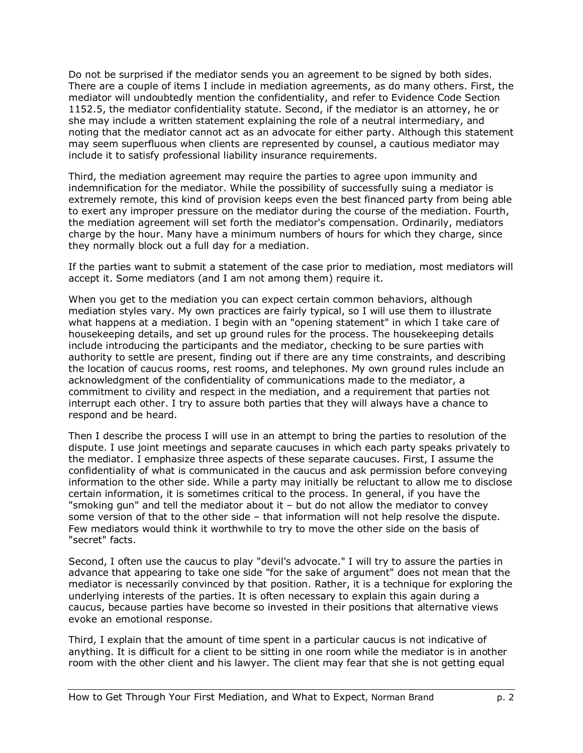Do not be surprised if the mediator sends you an agreement to be signed by both sides. There are a couple of items I include in mediation agreements, as do many others. First, the mediator will undoubtedly mention the confidentiality, and refer to Evidence Code Section 1152.5, the mediator confidentiality statute. Second, if the mediator is an attorney, he or she may include a written statement explaining the role of a neutral intermediary, and noting that the mediator cannot act as an advocate for either party. Although this statement may seem superfluous when clients are represented by counsel, a cautious mediator may include it to satisfy professional liability insurance requirements.

Third, the mediation agreement may require the parties to agree upon immunity and indemnification for the mediator. While the possibility of successfully suing a mediator is extremely remote, this kind of provision keeps even the best financed party from being able to exert any improper pressure on the mediator during the course of the mediation. Fourth, the mediation agreement will set forth the mediator's compensation. Ordinarily, mediators charge by the hour. Many have a minimum numbers of hours for which they charge, since they normally block out a full day for a mediation.

If the parties want to submit a statement of the case prior to mediation, most mediators will accept it. Some mediators (and I am not among them) require it.

When you get to the mediation you can expect certain common behaviors, although mediation styles vary. My own practices are fairly typical, so I will use them to illustrate what happens at a mediation. I begin with an "opening statement" in which I take care of housekeeping details, and set up ground rules for the process. The housekeeping details include introducing the participants and the mediator, checking to be sure parties with authority to settle are present, finding out if there are any time constraints, and describing the location of caucus rooms, rest rooms, and telephones. My own ground rules include an acknowledgment of the confidentiality of communications made to the mediator, a commitment to civility and respect in the mediation, and a requirement that parties not interrupt each other. I try to assure both parties that they will always have a chance to respond and be heard.

Then I describe the process I will use in an attempt to bring the parties to resolution of the dispute. I use joint meetings and separate caucuses in which each party speaks privately to the mediator. I emphasize three aspects of these separate caucuses. First, I assume the confidentiality of what is communicated in the caucus and ask permission before conveying information to the other side. While a party may initially be reluctant to allow me to disclose certain information, it is sometimes critical to the process. In general, if you have the "smoking gun" and tell the mediator about it – but do not allow the mediator to convey some version of that to the other side – that information will not help resolve the dispute. Few mediators would think it worthwhile to try to move the other side on the basis of "secret" facts.

Second, I often use the caucus to play "devil's advocate." I will try to assure the parties in advance that appearing to take one side "for the sake of argument" does not mean that the mediator is necessarily convinced by that position. Rather, it is a technique for exploring the underlying interests of the parties. It is often necessary to explain this again during a caucus, because parties have become so invested in their positions that alternative views evoke an emotional response.

Third, I explain that the amount of time spent in a particular caucus is not indicative of anything. It is difficult for a client to be sitting in one room while the mediator is in another room with the other client and his lawyer. The client may fear that she is not getting equal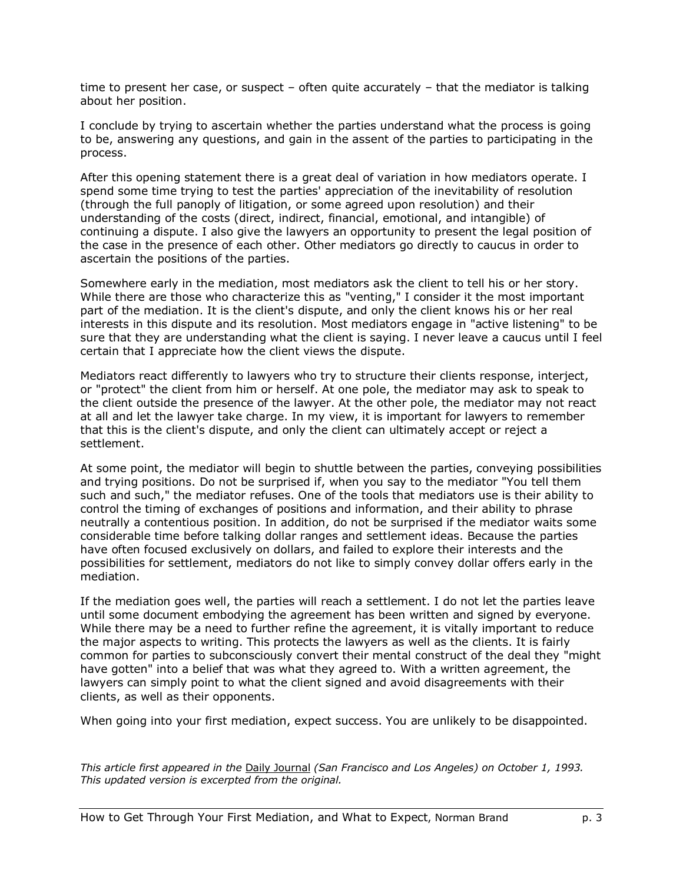time to present her case, or suspect – often quite accurately – that the mediator is talking about her position.

I conclude by trying to ascertain whether the parties understand what the process is going to be, answering any questions, and gain in the assent of the parties to participating in the process.

After this opening statement there is a great deal of variation in how mediators operate. I spend some time trying to test the parties' appreciation of the inevitability of resolution (through the full panoply of litigation, or some agreed upon resolution) and their understanding of the costs (direct, indirect, financial, emotional, and intangible) of continuing a dispute. I also give the lawyers an opportunity to present the legal position of the case in the presence of each other. Other mediators go directly to caucus in order to ascertain the positions of the parties.

Somewhere early in the mediation, most mediators ask the client to tell his or her story. While there are those who characterize this as "venting," I consider it the most important part of the mediation. It is the client's dispute, and only the client knows his or her real interests in this dispute and its resolution. Most mediators engage in "active listening" to be sure that they are understanding what the client is saying. I never leave a caucus until I feel certain that I appreciate how the client views the dispute.

Mediators react differently to lawyers who try to structure their clients response, interject, or "protect" the client from him or herself. At one pole, the mediator may ask to speak to the client outside the presence of the lawyer. At the other pole, the mediator may not react at all and let the lawyer take charge. In my view, it is important for lawyers to remember that this is the client's dispute, and only the client can ultimately accept or reject a settlement.

At some point, the mediator will begin to shuttle between the parties, conveying possibilities and trying positions. Do not be surprised if, when you say to the mediator "You tell them such and such," the mediator refuses. One of the tools that mediators use is their ability to control the timing of exchanges of positions and information, and their ability to phrase neutrally a contentious position. In addition, do not be surprised if the mediator waits some considerable time before talking dollar ranges and settlement ideas. Because the parties have often focused exclusively on dollars, and failed to explore their interests and the possibilities for settlement, mediators do not like to simply convey dollar offers early in the mediation.

If the mediation goes well, the parties will reach a settlement. I do not let the parties leave until some document embodying the agreement has been written and signed by everyone. While there may be a need to further refine the agreement, it is vitally important to reduce the major aspects to writing. This protects the lawyers as well as the clients. It is fairly common for parties to subconsciously convert their mental construct of the deal they "might have gotten" into a belief that was what they agreed to. With a written agreement, the lawyers can simply point to what the client signed and avoid disagreements with their clients, as well as their opponents.

When going into your first mediation, expect success. You are unlikely to be disappointed.

*This article first appeared in the Daily Journal (San Francisco and Los Angeles) on October 1, 1993. This updated version is excerpted from the original.*